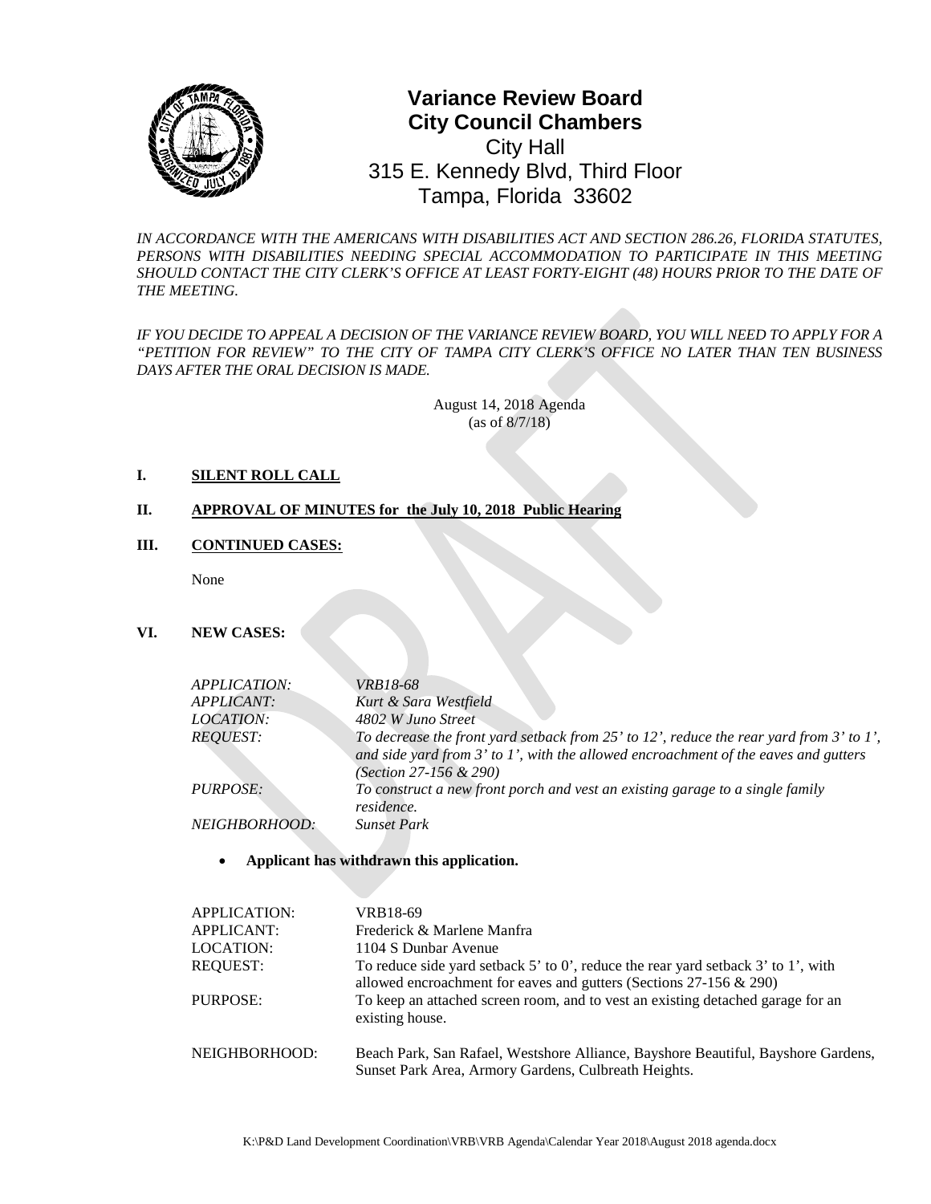# Variance Review Board
# City Council Chambers

City Hall
315 E. Kennedy Blvd, Third Floor
Tampa, Florida 33602

*IN ACCORDANCE WITH THE AMERICANS WITH DISABILITIES ACT AND SECTION 286.26, FLORIDA STATUTES, PERSONS WITH DISABILITIES NEEDING SPECIAL ACCOMMODATION TO PARTICIPATE IN THIS MEETING SHOULD CONTACT THE CITY CLERK'S OFFICE AT LEAST FORTY-EIGHT (48) HOURS PRIOR TO THE DATE OF THE MEETING.*

*IF YOU DECIDE TO APPEAL A DECISION OF THE VARIANCE REVIEW BOARD, YOU WILL NEED TO APPLY FOR A "PETITION FOR REVIEW" TO THE CITY OF TAMPA CITY CLERK'S OFFICE NO LATER THAN TEN BUSINESS DAYS AFTER THE ORAL DECISION IS MADE.*

August 14, 2018 Agenda
(as of 8/7/18)

**I. SILENT ROLL CALL**

**II. APPROVAL OF MINUTES for the July 10, 2018 Public Hearing**

**III. CONTINUED CASES:**

None

**VI. NEW CASES:**

*APPLICATION:* *VRB18-68*
*APPLICANT:* *Kurt & Sara Westfield*
*LOCATION:* *4802 W Juno Street*
*REQUEST:* *To decrease the front yard setback from 25' to 12', reduce the rear yard from 3' to 1', and side yard from 3' to 1', with the allowed encroachment of the eaves and gutters (Section 27-156 & 290)*
*PURPOSE:* *To construct a new front porch and vest an existing garage to a single family residence.*
*NEIGHBORHOOD:* *Sunset Park*

- **Applicant has withdrawn this application.**

APPLICATION: VRB18-69
APPLICANT: Frederick & Marlene Manfra
LOCATION: 1104 S Dunbar Avenue
REQUEST: To reduce side yard setback 5' to 0', reduce the rear yard setback 3' to 1', with allowed encroachment for eaves and gutters (Sections 27-156 & 290)
PURPOSE: To keep an attached screen room, and to vest an existing detached garage for an existing house.

NEIGHBORHOOD: Beach Park, San Rafael, Westshore Alliance, Bayshore Beautiful, Bayshore Gardens, Sunset Park Area, Armory Gardens, Culbreath Heights.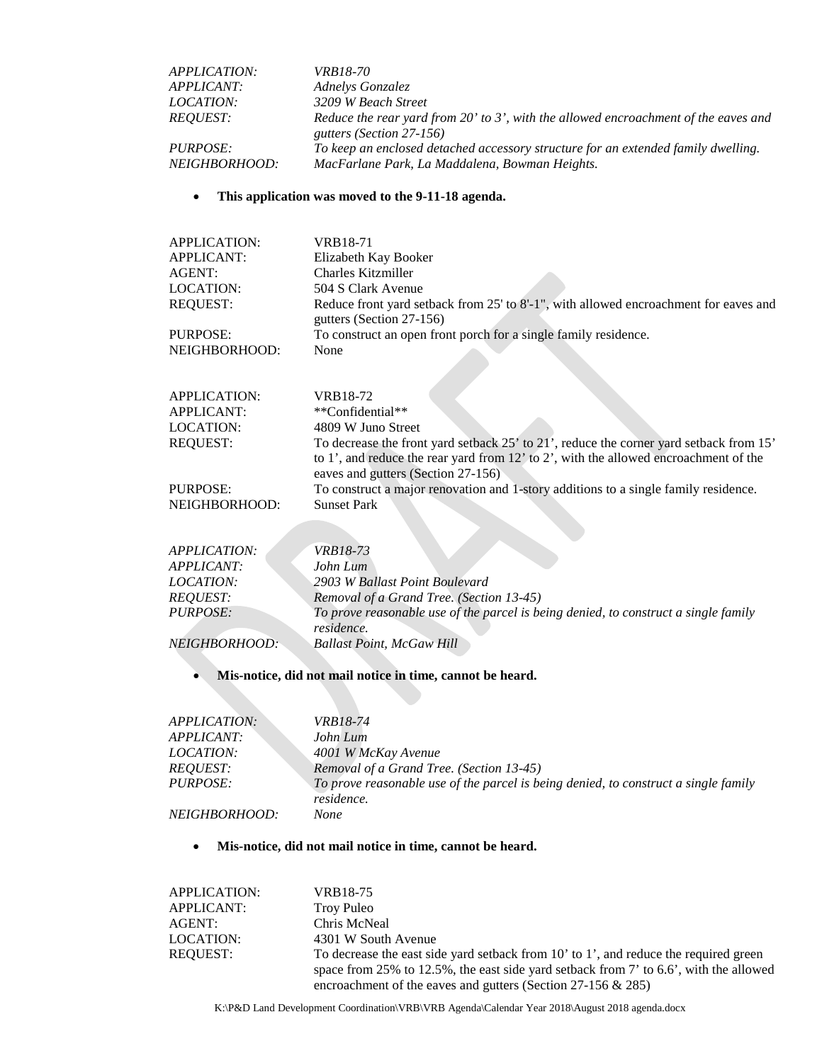*APPLICATION:* *VRB18-70*
*APPLICANT:* *Adnelys Gonzalez*
*LOCATION:* *3209 W Beach Street*
*REQUEST:* *Reduce the rear yard from 20' to 3', with the allowed encroachment of the eaves and gutters (Section 27-156)*
*PURPOSE:* *To keep an enclosed detached accessory structure for an extended family dwelling.*
*NEIGHBORHOOD:* *MacFarlane Park, La Maddalena, Bowman Heights.*

- **This application was moved to the 9-11-18 agenda.**

APPLICATION: VRB18-71
APPLICANT: Elizabeth Kay Booker
AGENT: Charles Kitzmiller
LOCATION: 504 S Clark Avenue
REQUEST: Reduce front yard setback from 25' to 8'-1", with allowed encroachment for eaves and gutters (Section 27-156)
PURPOSE: To construct an open front porch for a single family residence.
NEIGHBORHOOD: None

APPLICATION: VRB18-72
APPLICANT: **Confidential**
LOCATION: 4809 W Juno Street
REQUEST: To decrease the front yard setback 25' to 21', reduce the corner yard setback from 15' to 1', and reduce the rear yard from 12' to 2', with the allowed encroachment of the eaves and gutters (Section 27-156)
PURPOSE: To construct a major renovation and 1-story additions to a single family residence.
NEIGHBORHOOD: Sunset Park

*APPLICATION:* *VRB18-73*
*APPLICANT:* *John Lum*
*LOCATION:* *2903 W Ballast Point Boulevard*
*REQUEST:* *Removal of a Grand Tree. (Section 13-45)*
*PURPOSE:* *To prove reasonable use of the parcel is being denied, to construct a single family residence.*
*NEIGHBORHOOD:* *Ballast Point, McGaw Hill*

- **Mis-notice, did not mail notice in time, cannot be heard.**

*APPLICATION:* *VRB18-74*
*APPLICANT:* *John Lum*
*LOCATION:* *4001 W McKay Avenue*
*REQUEST:* *Removal of a Grand Tree. (Section 13-45)*
*PURPOSE:* *To prove reasonable use of the parcel is being denied, to construct a single family residence.*
*NEIGHBORHOOD:* *None*

- **Mis-notice, did not mail notice in time, cannot be heard.**

APPLICATION: VRB18-75
APPLICANT: Troy Puleo
AGENT: Chris McNeal
LOCATION: 4301 W South Avenue
REQUEST: To decrease the east side yard setback from 10' to 1', and reduce the required green space from 25% to 12.5%, the east side yard setback from 7' to 6.6', with the allowed encroachment of the eaves and gutters (Section 27-156 & 285)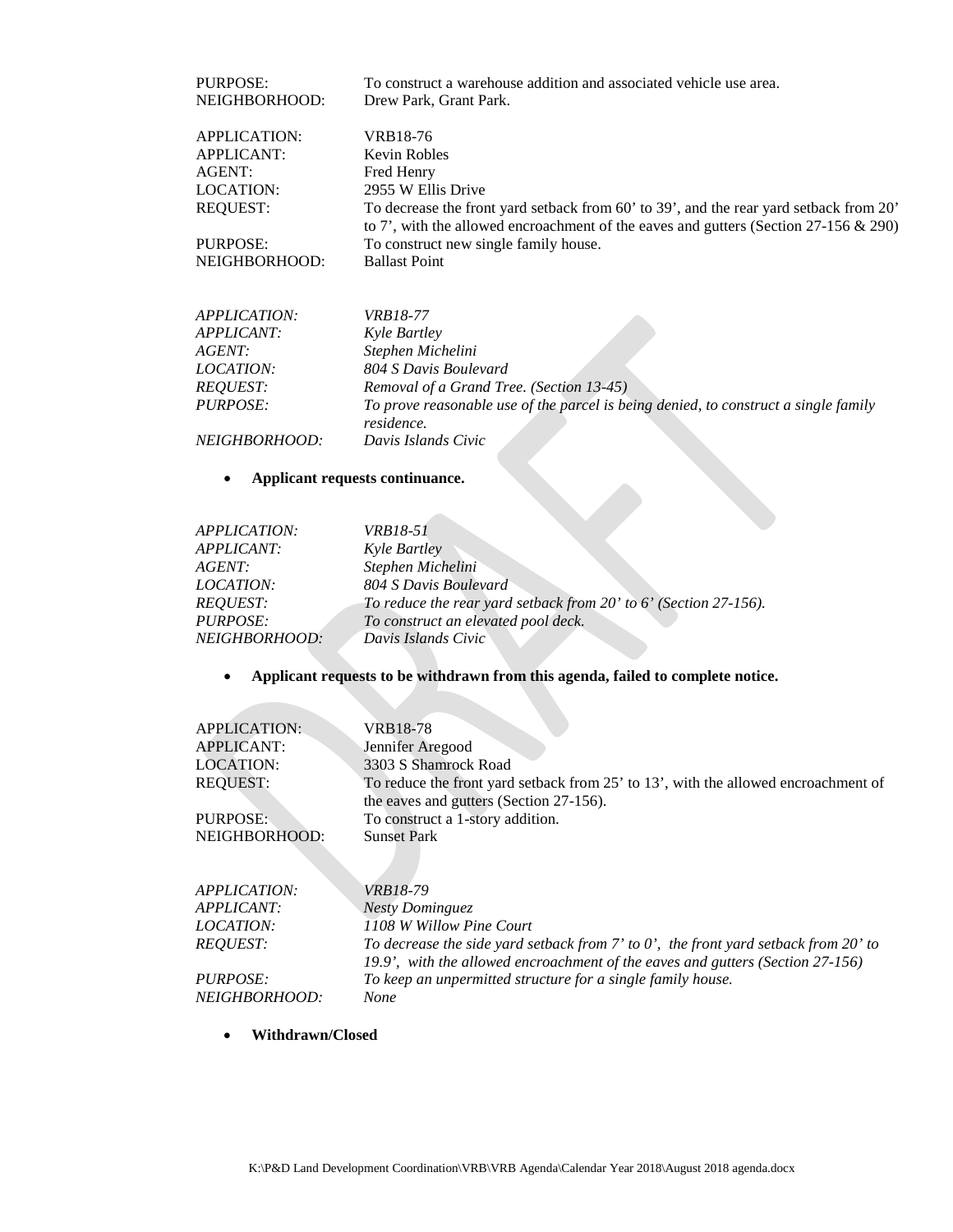PURPOSE: To construct a warehouse addition and associated vehicle use area.
NEIGHBORHOOD: Drew Park, Grant Park.

APPLICATION: VRB18-76
APPLICANT: Kevin Robles
AGENT: Fred Henry
LOCATION: 2955 W Ellis Drive
REQUEST: To decrease the front yard setback from 60' to 39', and the rear yard setback from 20' to 7', with the allowed encroachment of the eaves and gutters (Section 27-156 & 290)
PURPOSE: To construct new single family house.
NEIGHBORHOOD: Ballast Point

*APPLICATION: VRB18-77*
*APPLICANT: Kyle Bartley*
*AGENT: Stephen Michelini*
*LOCATION: 804 S Davis Boulevard*
*REQUEST: Removal of a Grand Tree. (Section 13-45)*
*PURPOSE: To prove reasonable use of the parcel is being denied, to construct a single family residence.*
*NEIGHBORHOOD: Davis Islands Civic*

- **Applicant requests continuance.**

*APPLICATION: VRB18-51*
*APPLICANT: Kyle Bartley*
*AGENT: Stephen Michelini*
*LOCATION: 804 S Davis Boulevard*
*REQUEST: To reduce the rear yard setback from 20' to 6' (Section 27-156).*
*PURPOSE: To construct an elevated pool deck.*
*NEIGHBORHOOD: Davis Islands Civic*

- **Applicant requests to be withdrawn from this agenda, failed to complete notice.**

APPLICATION: VRB18-78
APPLICANT: Jennifer Aregood
LOCATION: 3303 S Shamrock Road
REQUEST: To reduce the front yard setback from 25' to 13', with the allowed encroachment of the eaves and gutters (Section 27-156).
PURPOSE: To construct a 1-story addition.
NEIGHBORHOOD: Sunset Park

*APPLICATION: VRB18-79*
*APPLICANT: Nesty Dominguez*
*LOCATION: 1108 W Willow Pine Court*
*REQUEST: To decrease the side yard setback from 7' to 0', the front yard setback from 20' to 19.9', with the allowed encroachment of the eaves and gutters (Section 27-156)*
*PURPOSE: To keep an unpermitted structure for a single family house.*
*NEIGHBORHOOD: None*

- **Withdrawn/Closed**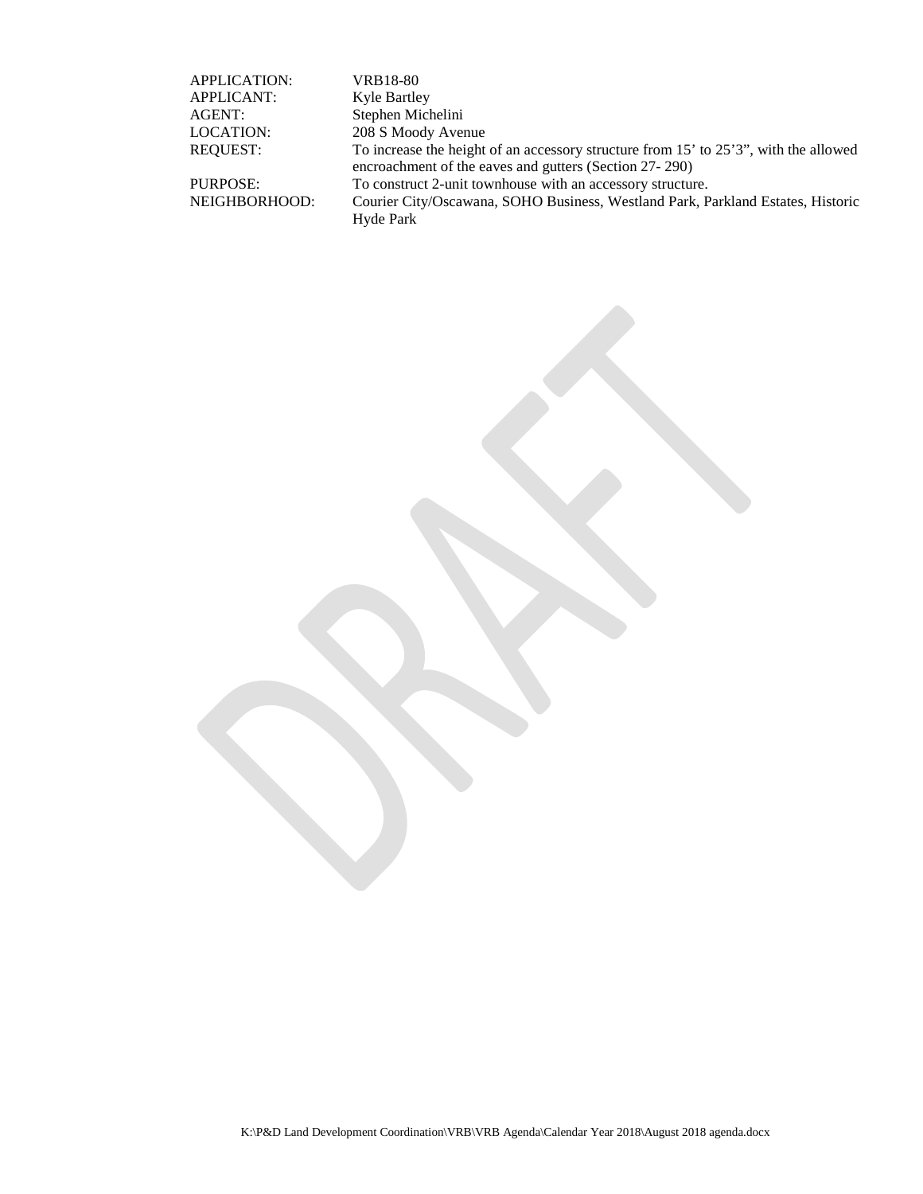| | |
|---|---|
| APPLICATION: | VRB18-80 |
| APPLICANT: | Kyle Bartley |
| AGENT: | Stephen Michelini |
| LOCATION: | 208 S Moody Avenue |
| REQUEST: | To increase the height of an accessory structure from 15' to 25'3", with the allowed encroachment of the eaves and gutters (Section 27- 290) |
| PURPOSE: | To construct 2-unit townhouse with an accessory structure. |
| NEIGHBORHOOD: | Courier City/Oscawana, SOHO Business, Westland Park, Parkland Estates, Historic Hyde Park |

DRAFT

K:\P&D Land Development Coordination\VRB\VRB Agenda\Calendar Year 2018\August 2018 agenda.docx